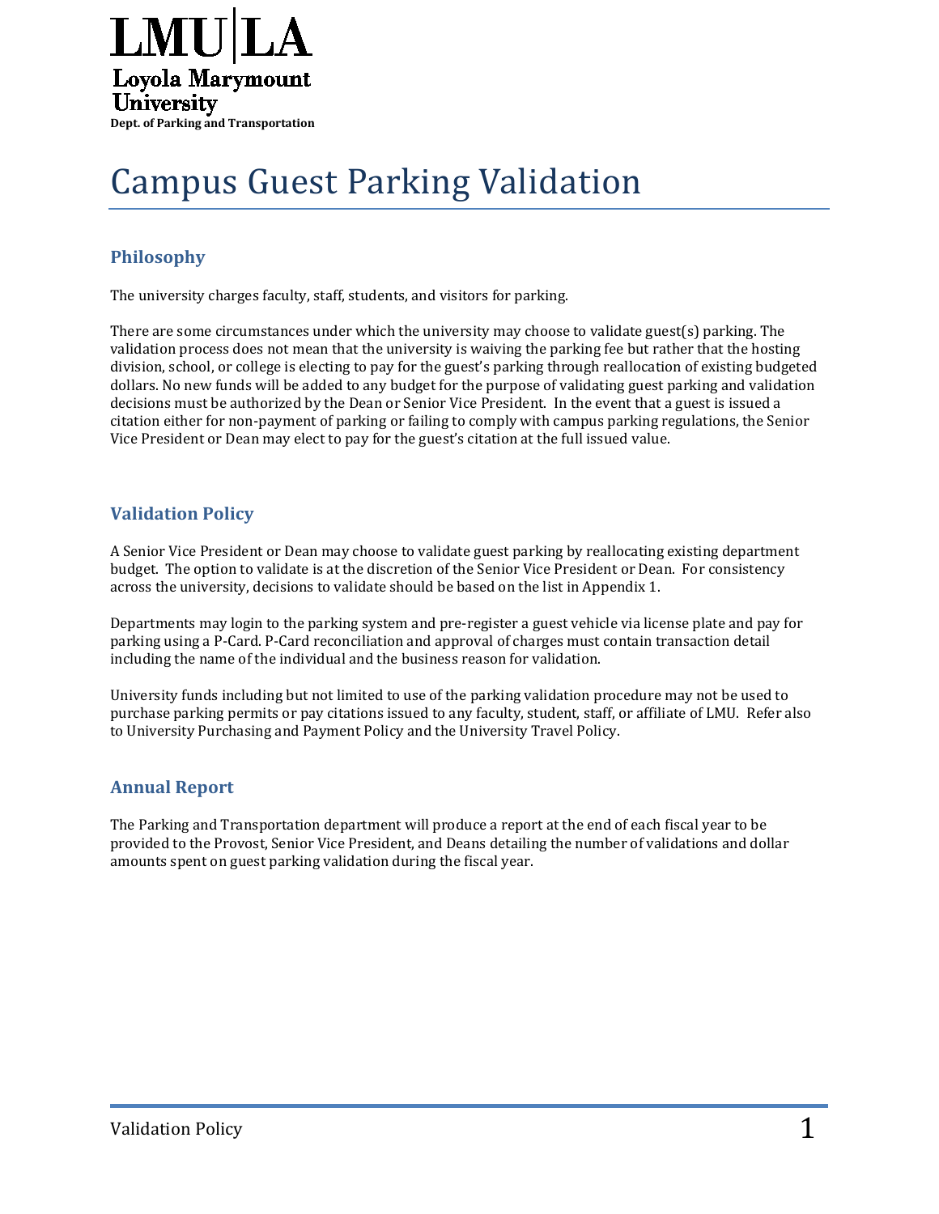LMU|LA

Loyola Marymount University

**Dept. of Parking and Transportation**

# Campus Guest Parking Validation

## Philosophy

The university charges faculty, staff, students, and visitors for parking.

There are some circumstances under which the university may choose to validate guest(s) parking. The validation process does not mean that the university is waiving the parking fee but rather that the hosting division, school, or college is electing to pay for the guest's parking through reallocation of existing budgeted dollars. No new funds will be added to any budget for the purpose of validating guest parking and validation decisions must be authorized by the Dean or Senior Vice President. In the event that a guest is issued a citation either for non-payment of parking or failing to comply with campus parking regulations, the Senior Vice President or Dean may elect to pay for the guest's citation at the full issued value.

## Validation Policy

A Senior Vice President or Dean may choose to validate guest parking by reallocating existing department budget. The option to validate is at the discretion of the Senior Vice President or Dean. For consistency across the university, decisions to validate should be based on the list in Appendix 1.

Departments may login to the parking system and pre-register a guest vehicle via license plate and pay for parking using a P-Card. P-Card reconciliation and approval of charges must contain transaction detail including the name of the individual and the business reason for validation.

University funds including but not limited to use of the parking validation procedure may not be used to purchase parking permits or pay citations issued to any faculty, student, staff, or affiliate of LMU. Refer also to University Purchasing and Payment Policy and the University Travel Policy.

## Annual Report

The Parking and Transportation department will produce a report at the end of each fiscal year to be provided to the Provost, Senior Vice President, and Deans detailing the number of validations and dollar amounts spent on guest parking validation during the fiscal year.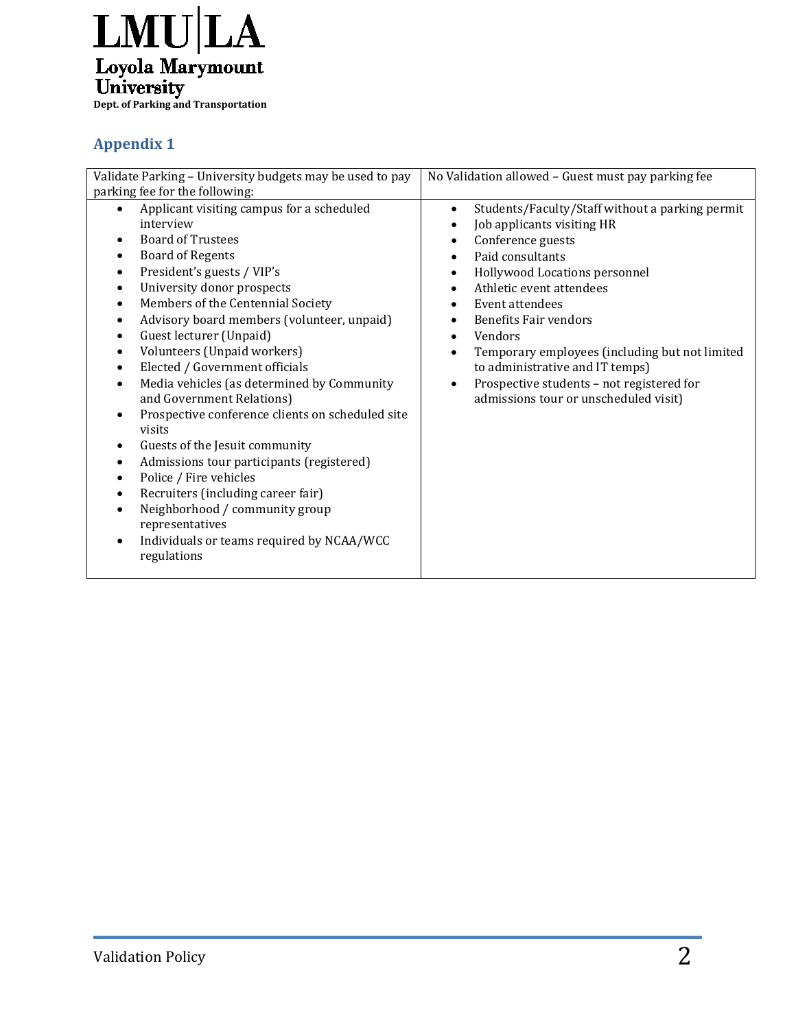LMU|LA
Loyola Marymount University
Dept. of Parking and Transportation

## Appendix 1

| Validate Parking – University budgets may be used to pay parking fee for the following: | No Validation allowed – Guest must pay parking fee |
|---|---|
| • Applicant visiting campus for a scheduled interview<br>• Board of Trustees<br>• Board of Regents<br>• President's guests / VIP's<br>• University donor prospects<br>• Members of the Centennial Society<br>• Advisory board members (volunteer, unpaid)<br>• Guest lecturer (Unpaid)<br>• Volunteers (Unpaid workers)<br>• Elected / Government officials<br>• Media vehicles (as determined by Community and Government Relations)<br>• Prospective conference clients on scheduled site visits<br>• Guests of the Jesuit community<br>• Admissions tour participants (registered)<br>• Police / Fire vehicles<br>• Recruiters (including career fair)<br>• Neighborhood / community group representatives<br>• Individuals or teams required by NCAA/WCC regulations | • Students/Faculty/Staff without a parking permit<br>• Job applicants visiting HR<br>• Conference guests<br>• Paid consultants<br>• Hollywood Locations personnel<br>• Athletic event attendees<br>• Event attendees<br>• Benefits Fair vendors<br>• Vendors<br>• Temporary employees (including but not limited to administrative and IT temps)<br>• Prospective students – not registered for admissions tour or unscheduled visit) |